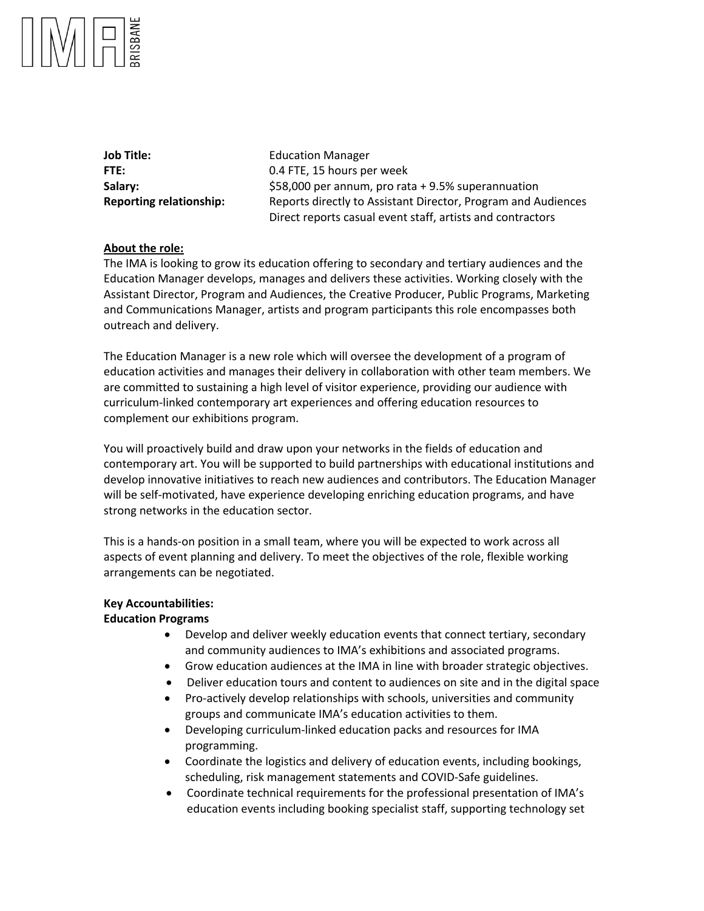| | |
|---|---|
| **Job Title:** | Education Manager |
| **FTE:** | 0.4 FTE, 15 hours per week |
| **Salary:** | $58,000 per annum, pro rata + 9.5% superannuation |
| **Reporting relationship:** | Reports directly to Assistant Director, Program and Audiences<br>Direct reports casual event staff, artists and contractors |

**About the role:**

The IMA is looking to grow its education offering to secondary and tertiary audiences and the Education Manager develops, manages and delivers these activities. Working closely with the Assistant Director, Program and Audiences, the Creative Producer, Public Programs, Marketing and Communications Manager, artists and program participants this role encompasses both outreach and delivery.

The Education Manager is a new role which will oversee the development of a program of education activities and manages their delivery in collaboration with other team members. We are committed to sustaining a high level of visitor experience, providing our audience with curriculum-linked contemporary art experiences and offering education resources to complement our exhibitions program.

You will proactively build and draw upon your networks in the fields of education and contemporary art. You will be supported to build partnerships with educational institutions and develop innovative initiatives to reach new audiences and contributors. The Education Manager will be self-motivated, have experience developing enriching education programs, and have strong networks in the education sector.

This is a hands-on position in a small team, where you will be expected to work across all aspects of event planning and delivery. To meet the objectives of the role, flexible working arrangements can be negotiated.

**Key Accountabilities:**

**Education Programs**

- Develop and deliver weekly education events that connect tertiary, secondary and community audiences to IMA's exhibitions and associated programs.
- Grow education audiences at the IMA in line with broader strategic objectives.
- Deliver education tours and content to audiences on site and in the digital space
- Pro-actively develop relationships with schools, universities and community groups and communicate IMA's education activities to them.
- Developing curriculum-linked education packs and resources for IMA programming.
- Coordinate the logistics and delivery of education events, including bookings, scheduling, risk management statements and COVID-Safe guidelines.
- Coordinate technical requirements for the professional presentation of IMA's education events including booking specialist staff, supporting technology set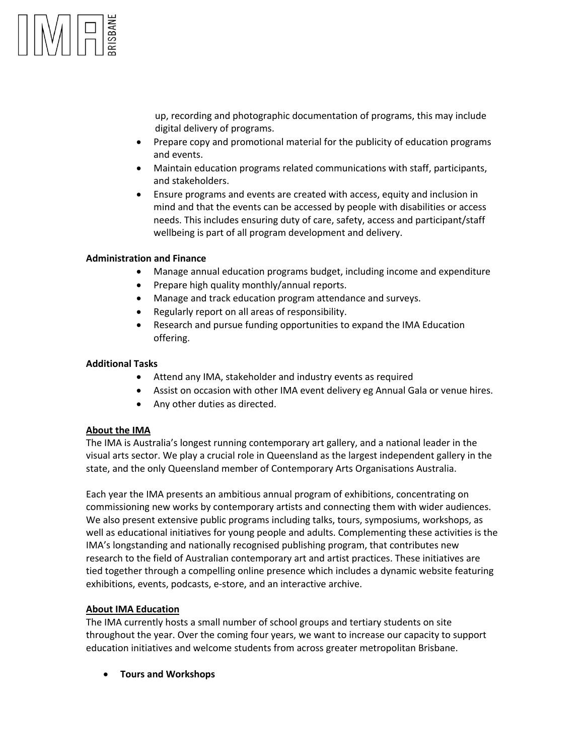up, recording and photographic documentation of programs, this may include digital delivery of programs.

- Prepare copy and promotional material for the publicity of education programs and events.
- Maintain education programs related communications with staff, participants, and stakeholders.
- Ensure programs and events are created with access, equity and inclusion in mind and that the events can be accessed by people with disabilities or access needs. This includes ensuring duty of care, safety, access and participant/staff wellbeing is part of all program development and delivery.

**Administration and Finance**

- Manage annual education programs budget, including income and expenditure
- Prepare high quality monthly/annual reports.
- Manage and track education program attendance and surveys.
- Regularly report on all areas of responsibility.
- Research and pursue funding opportunities to expand the IMA Education offering.

**Additional Tasks**

- Attend any IMA, stakeholder and industry events as required
- Assist on occasion with other IMA event delivery eg Annual Gala or venue hires.
- Any other duties as directed.

## About the IMA

The IMA is Australia's longest running contemporary art gallery, and a national leader in the visual arts sector. We play a crucial role in Queensland as the largest independent gallery in the state, and the only Queensland member of Contemporary Arts Organisations Australia.

Each year the IMA presents an ambitious annual program of exhibitions, concentrating on commissioning new works by contemporary artists and connecting them with wider audiences. We also present extensive public programs including talks, tours, symposiums, workshops, as well as educational initiatives for young people and adults. Complementing these activities is the IMA's longstanding and nationally recognised publishing program, that contributes new research to the field of Australian contemporary art and artist practices. These initiatives are tied together through a compelling online presence which includes a dynamic website featuring exhibitions, events, podcasts, e-store, and an interactive archive.

## About IMA Education

The IMA currently hosts a small number of school groups and tertiary students on site throughout the year. Over the coming four years, we want to increase our capacity to support education initiatives and welcome students from across greater metropolitan Brisbane.

- **Tours and Workshops**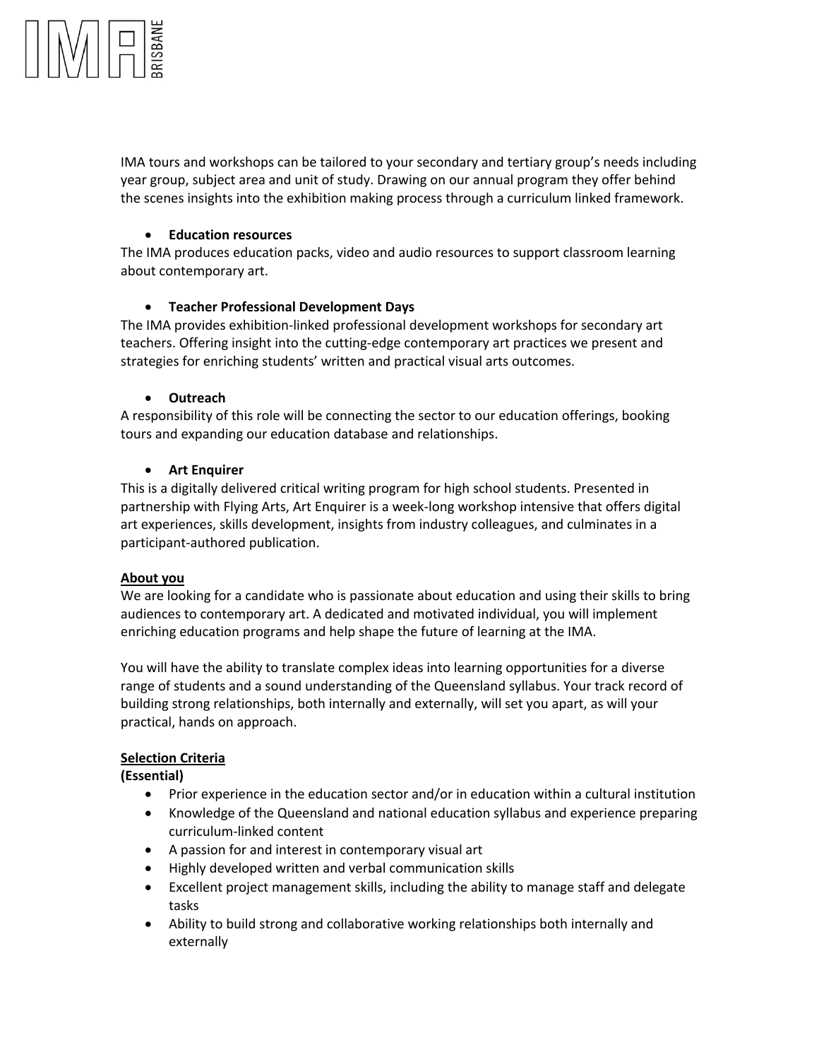IMA tours and workshops can be tailored to your secondary and tertiary group's needs including year group, subject area and unit of study. Drawing on our annual program they offer behind the scenes insights into the exhibition making process through a curriculum linked framework.

- **Education resources**

The IMA produces education packs, video and audio resources to support classroom learning about contemporary art.

- **Teacher Professional Development Days**

The IMA provides exhibition-linked professional development workshops for secondary art teachers. Offering insight into the cutting-edge contemporary art practices we present and strategies for enriching students' written and practical visual arts outcomes.

- **Outreach**

A responsibility of this role will be connecting the sector to our education offerings, booking tours and expanding our education database and relationships.

- **Art Enquirer**

This is a digitally delivered critical writing program for high school students. Presented in partnership with Flying Arts, Art Enquirer is a week-long workshop intensive that offers digital art experiences, skills development, insights from industry colleagues, and culminates in a participant-authored publication.

**About you**

We are looking for a candidate who is passionate about education and using their skills to bring audiences to contemporary art. A dedicated and motivated individual, you will implement enriching education programs and help shape the future of learning at the IMA.

You will have the ability to translate complex ideas into learning opportunities for a diverse range of students and a sound understanding of the Queensland syllabus. Your track record of building strong relationships, both internally and externally, will set you apart, as will your practical, hands on approach.

**Selection Criteria**

**(Essential)**

- Prior experience in the education sector and/or in education within a cultural institution
- Knowledge of the Queensland and national education syllabus and experience preparing curriculum-linked content
- A passion for and interest in contemporary visual art
- Highly developed written and verbal communication skills
- Excellent project management skills, including the ability to manage staff and delegate tasks
- Ability to build strong and collaborative working relationships both internally and externally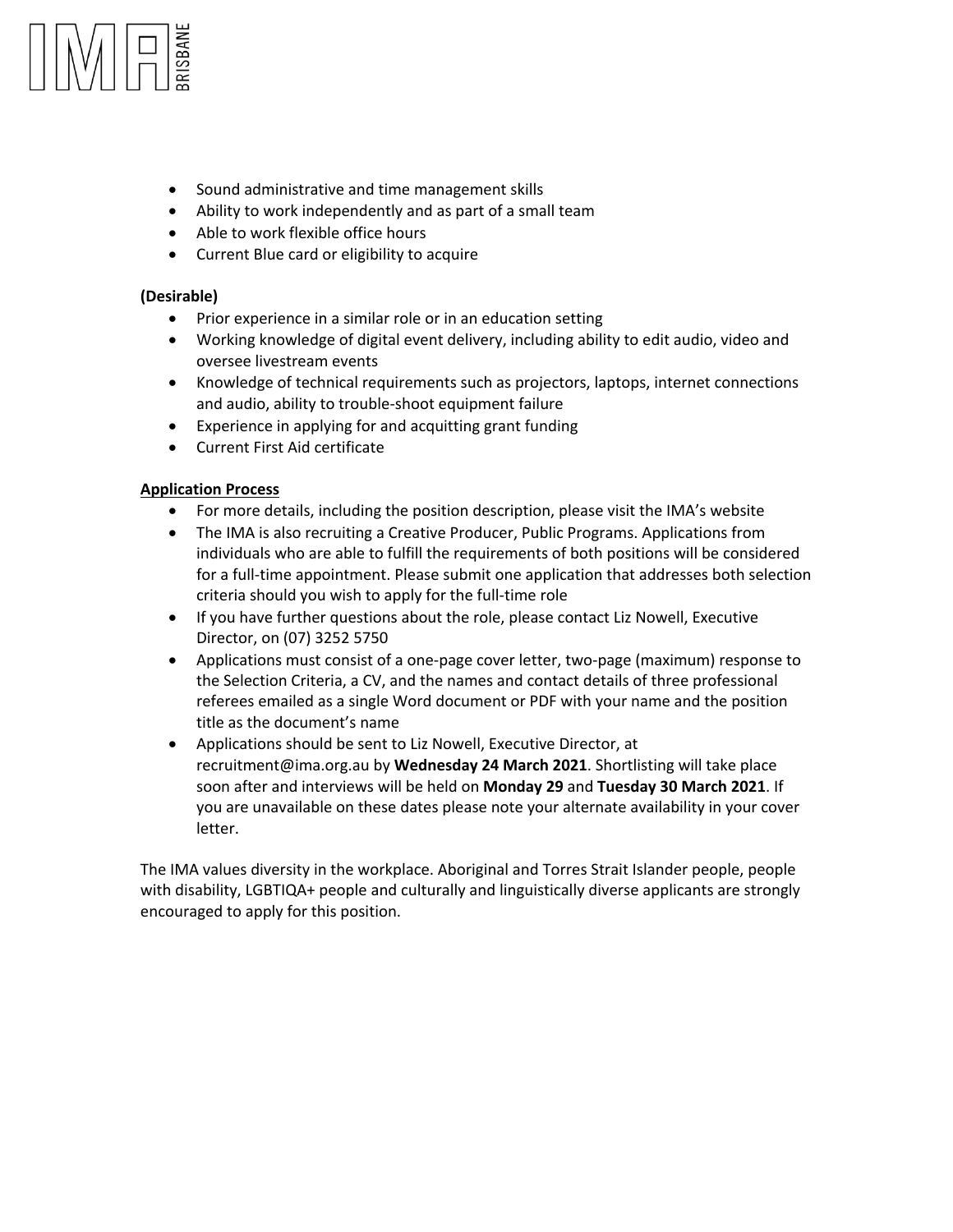- Sound administrative and time management skills
- Ability to work independently and as part of a small team
- Able to work flexible office hours
- Current Blue card or eligibility to acquire

**(Desirable)**

- Prior experience in a similar role or in an education setting
- Working knowledge of digital event delivery, including ability to edit audio, video and oversee livestream events
- Knowledge of technical requirements such as projectors, laptops, internet connections and audio, ability to trouble-shoot equipment failure
- Experience in applying for and acquitting grant funding
- Current First Aid certificate

**Application Process**

- For more details, including the position description, please visit the IMA's website
- The IMA is also recruiting a Creative Producer, Public Programs. Applications from individuals who are able to fulfill the requirements of both positions will be considered for a full-time appointment. Please submit one application that addresses both selection criteria should you wish to apply for the full-time role
- If you have further questions about the role, please contact Liz Nowell, Executive Director, on (07) 3252 5750
- Applications must consist of a one-page cover letter, two-page (maximum) response to the Selection Criteria, a CV, and the names and contact details of three professional referees emailed as a single Word document or PDF with your name and the position title as the document's name
- Applications should be sent to Liz Nowell, Executive Director, at recruitment@ima.org.au by **Wednesday 24 March 2021**. Shortlisting will take place soon after and interviews will be held on **Monday 29** and **Tuesday 30 March 2021**. If you are unavailable on these dates please note your alternate availability in your cover letter.

The IMA values diversity in the workplace. Aboriginal and Torres Strait Islander people, people with disability, LGBTIQA+ people and culturally and linguistically diverse applicants are strongly encouraged to apply for this position.